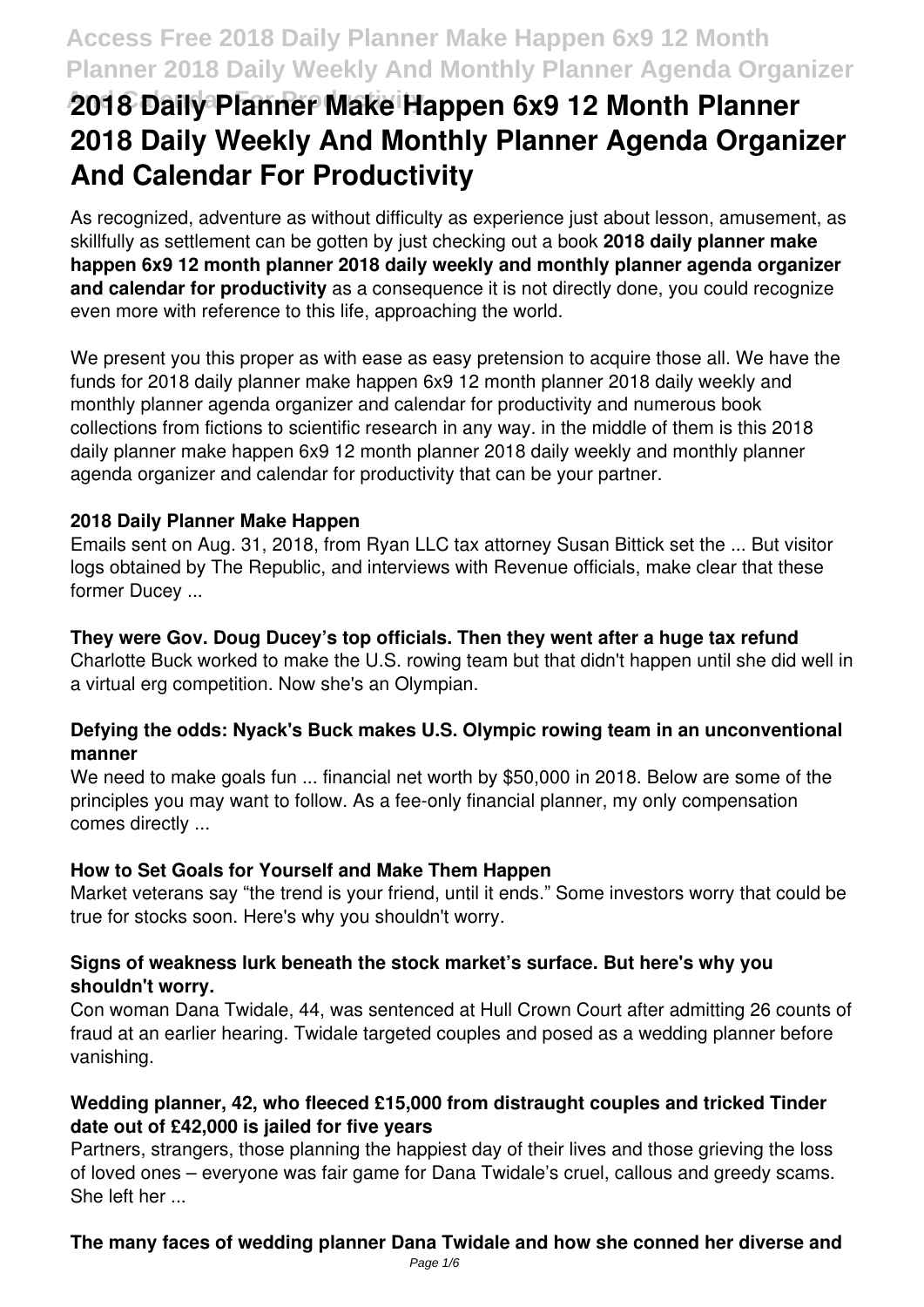# 2018 Daily Planner Make Happen 6x9 12 Month Planner 2018 Daily Weekly And Monthly Planner Agenda Organizer And Calendar For Productivity

As recognized, adventure as without difficulty as experience just about lesson, amusement, as skillfully as settlement can be gotten by just checking out a book **2018 daily planner make happen 6x9 12 month planner 2018 daily weekly and monthly planner agenda organizer and calendar for productivity** as a consequence it is not directly done, you could recognize even more with reference to this life, approaching the world.

We present you this proper as with ease as easy pretension to acquire those all. We have the funds for 2018 daily planner make happen 6x9 12 month planner 2018 daily weekly and monthly planner agenda organizer and calendar for productivity and numerous book collections from fictions to scientific research in any way. in the middle of them is this 2018 daily planner make happen 6x9 12 month planner 2018 daily weekly and monthly planner agenda organizer and calendar for productivity that can be your partner.

### 2018 Daily Planner Make Happen

Emails sent on Aug. 31, 2018, from Ryan LLC tax attorney Susan Bittick set the ... But visitor logs obtained by The Republic, and interviews with Revenue officials, make clear that these former Ducey ...

### They were Gov. Doug Ducey's top officials. Then they went after a huge tax refund

Charlotte Buck worked to make the U.S. rowing team but that didn't happen until she did well in a virtual erg competition. Now she's an Olympian.

### Defying the odds: Nyack's Buck makes U.S. Olympic rowing team in an unconventional manner

We need to make goals fun ... financial net worth by $50,000 in 2018. Below are some of the principles you may want to follow. As a fee-only financial planner, my only compensation comes directly ...

### How to Set Goals for Yourself and Make Them Happen

Market veterans say "the trend is your friend, until it ends." Some investors worry that could be true for stocks soon. Here's why you shouldn't worry.

### Signs of weakness lurk beneath the stock market's surface. But here's why you shouldn't worry.

Con woman Dana Twidale, 44, was sentenced at Hull Crown Court after admitting 26 counts of fraud at an earlier hearing. Twidale targeted couples and posed as a wedding planner before vanishing.

### Wedding planner, 42, who fleeced £15,000 from distraught couples and tricked Tinder date out of £42,000 is jailed for five years

Partners, strangers, those planning the happiest day of their lives and those grieving the loss of loved ones – everyone was fair game for Dana Twidale's cruel, callous and greedy scams. She left her ...

### The many faces of wedding planner Dana Twidale and how she conned her diverse and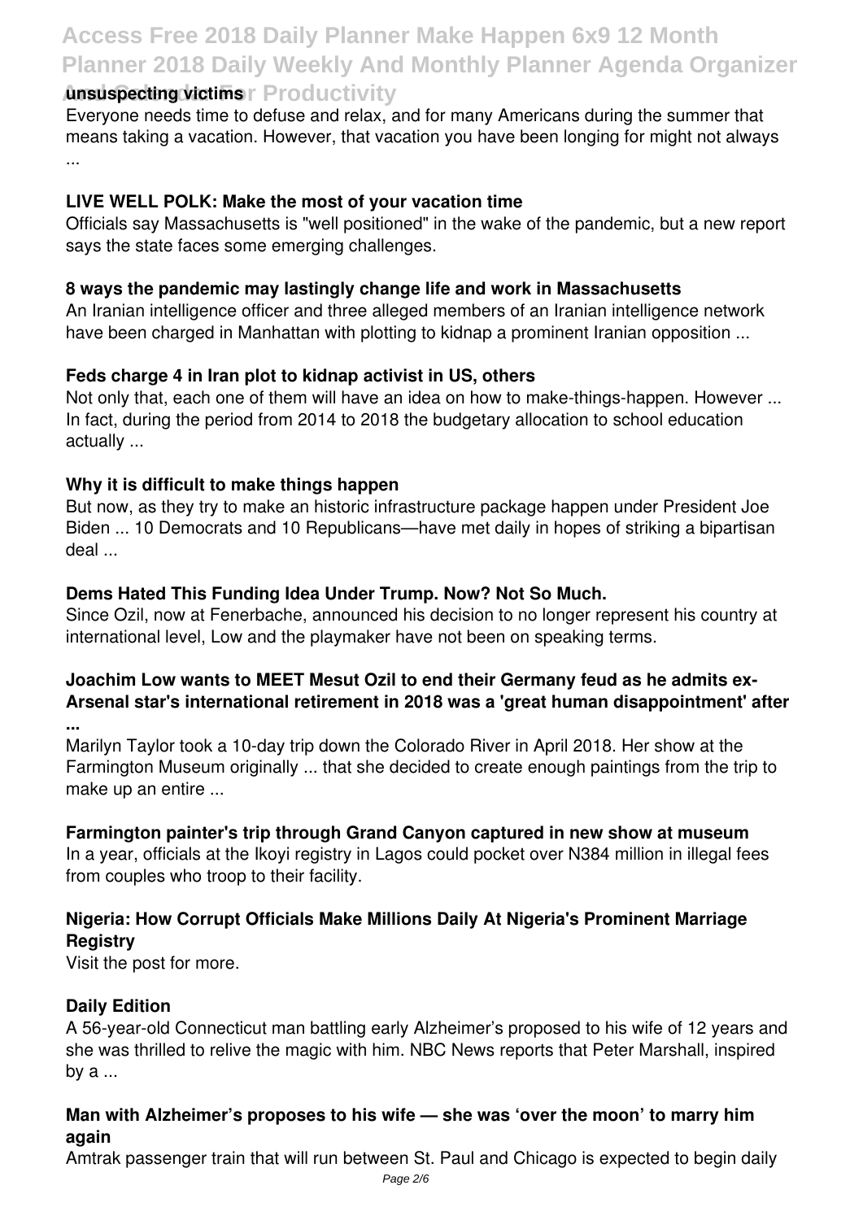**unsuspecting victims**

Everyone needs time to defuse and relax, and for many Americans during the summer that means taking a vacation. However, that vacation you have been longing for might not always ...

**LIVE WELL POLK: Make the most of your vacation time**

Officials say Massachusetts is "well positioned" in the wake of the pandemic, but a new report says the state faces some emerging challenges.

**8 ways the pandemic may lastingly change life and work in Massachusetts**

An Iranian intelligence officer and three alleged members of an Iranian intelligence network have been charged in Manhattan with plotting to kidnap a prominent Iranian opposition ...

**Feds charge 4 in Iran plot to kidnap activist in US, others**

Not only that, each one of them will have an idea on how to make-things-happen. However ... In fact, during the period from 2014 to 2018 the budgetary allocation to school education actually ...

**Why it is difficult to make things happen**

But now, as they try to make an historic infrastructure package happen under President Joe Biden ... 10 Democrats and 10 Republicans—have met daily in hopes of striking a bipartisan deal ...

**Dems Hated This Funding Idea Under Trump. Now? Not So Much.**

Since Ozil, now at Fenerbache, announced his decision to no longer represent his country at international level, Low and the playmaker have not been on speaking terms.

**Joachim Low wants to MEET Mesut Ozil to end their Germany feud as he admits ex-Arsenal star's international retirement in 2018 was a 'great human disappointment' after ...**

Marilyn Taylor took a 10-day trip down the Colorado River in April 2018. Her show at the Farmington Museum originally ... that she decided to create enough paintings from the trip to make up an entire ...

**Farmington painter's trip through Grand Canyon captured in new show at museum**

In a year, officials at the Ikoyi registry in Lagos could pocket over N384 million in illegal fees from couples who troop to their facility.

**Nigeria: How Corrupt Officials Make Millions Daily At Nigeria's Prominent Marriage Registry**

Visit the post for more.

**Daily Edition**

A 56-year-old Connecticut man battling early Alzheimer's proposed to his wife of 12 years and she was thrilled to relive the magic with him. NBC News reports that Peter Marshall, inspired by a ...

**Man with Alzheimer's proposes to his wife — she was 'over the moon' to marry him again**

Amtrak passenger train that will run between St. Paul and Chicago is expected to begin daily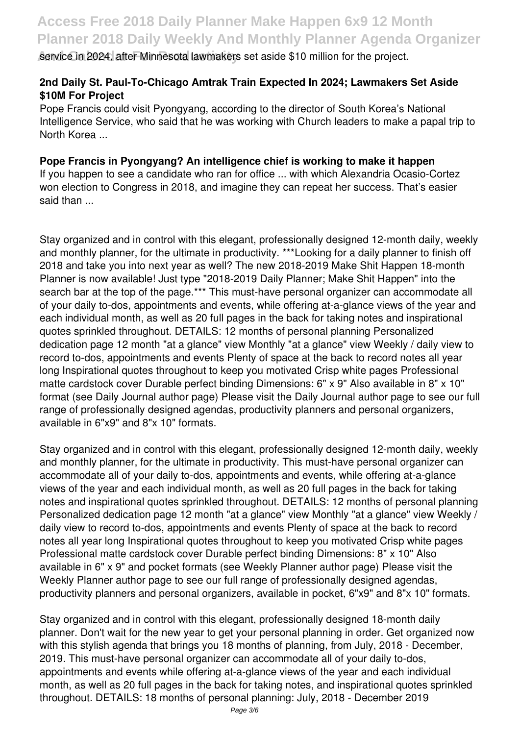service in 2024, after Minnesota lawmakers set aside $10 million for the project.

**2nd Daily St. Paul-To-Chicago Amtrak Train Expected In 2024; Lawmakers Set Aside $10M For Project**

Pope Francis could visit Pyongyang, according to the director of South Korea's National Intelligence Service, who said that he was working with Church leaders to make a papal trip to North Korea ...

**Pope Francis in Pyongyang? An intelligence chief is working to make it happen**

If you happen to see a candidate who ran for office ... with which Alexandria Ocasio-Cortez won election to Congress in 2018, and imagine they can repeat her success. That's easier said than ...

Stay organized and in control with this elegant, professionally designed 12-month daily, weekly and monthly planner, for the ultimate in productivity. ***Looking for a daily planner to finish off 2018 and take you into next year as well? The new 2018-2019 Make Shit Happen 18-month Planner is now available! Just type "2018-2019 Daily Planner; Make Shit Happen" into the search bar at the top of the page.*** This must-have personal organizer can accommodate all of your daily to-dos, appointments and events, while offering at-a-glance views of the year and each individual month, as well as 20 full pages in the back for taking notes and inspirational quotes sprinkled throughout. DETAILS: 12 months of personal planning Personalized dedication page 12 month "at a glance" view Monthly "at a glance" view Weekly / daily view to record to-dos, appointments and events Plenty of space at the back to record notes all year long Inspirational quotes throughout to keep you motivated Crisp white pages Professional matte cardstock cover Durable perfect binding Dimensions: 6" x 9" Also available in 8" x 10" format (see Daily Journal author page) Please visit the Daily Journal author page to see our full range of professionally designed agendas, productivity planners and personal organizers, available in 6"x9" and 8"x 10" formats.

Stay organized and in control with this elegant, professionally designed 12-month daily, weekly and monthly planner, for the ultimate in productivity. This must-have personal organizer can accommodate all of your daily to-dos, appointments and events, while offering at-a-glance views of the year and each individual month, as well as 20 full pages in the back for taking notes and inspirational quotes sprinkled throughout. DETAILS: 12 months of personal planning Personalized dedication page 12 month "at a glance" view Monthly "at a glance" view Weekly / daily view to record to-dos, appointments and events Plenty of space at the back to record notes all year long Inspirational quotes throughout to keep you motivated Crisp white pages Professional matte cardstock cover Durable perfect binding Dimensions: 8" x 10" Also available in 6" x 9" and pocket formats (see Weekly Planner author page) Please visit the Weekly Planner author page to see our full range of professionally designed agendas, productivity planners and personal organizers, available in pocket, 6"x9" and 8"x 10" formats.

Stay organized and in control with this elegant, professionally designed 18-month daily planner. Don't wait for the new year to get your personal planning in order. Get organized now with this stylish agenda that brings you 18 months of planning, from July, 2018 - December, 2019. This must-have personal organizer can accommodate all of your daily to-dos, appointments and events while offering at-a-glance views of the year and each individual month, as well as 20 full pages in the back for taking notes, and inspirational quotes sprinkled throughout. DETAILS: 18 months of personal planning: July, 2018 - December 2019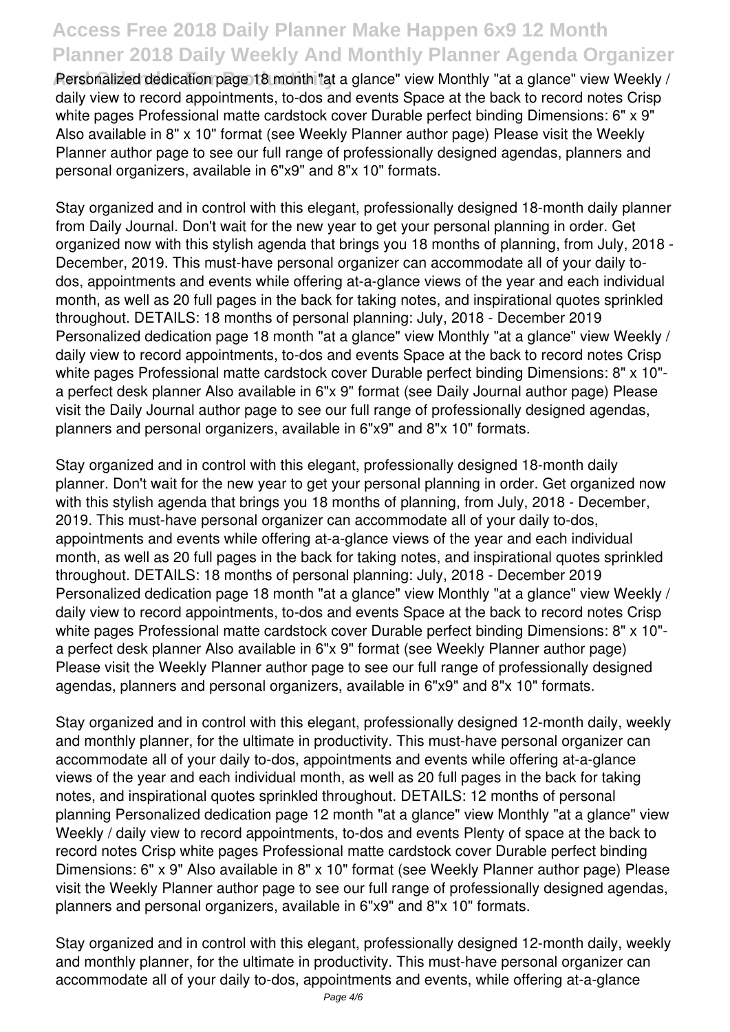Personalized dedication page 18 month "at a glance" view Monthly "at a glance" view Weekly / daily view to record appointments, to-dos and events Space at the back to record notes Crisp white pages Professional matte cardstock cover Durable perfect binding Dimensions: 6" x 9" Also available in 8" x 10" format (see Weekly Planner author page) Please visit the Weekly Planner author page to see our full range of professionally designed agendas, planners and personal organizers, available in 6"x9" and 8"x 10" formats.

Stay organized and in control with this elegant, professionally designed 18-month daily planner from Daily Journal. Don't wait for the new year to get your personal planning in order. Get organized now with this stylish agenda that brings you 18 months of planning, from July, 2018 - December, 2019. This must-have personal organizer can accommodate all of your daily to-dos, appointments and events while offering at-a-glance views of the year and each individual month, as well as 20 full pages in the back for taking notes, and inspirational quotes sprinkled throughout. DETAILS: 18 months of personal planning: July, 2018 - December 2019 Personalized dedication page 18 month "at a glance" view Monthly "at a glance" view Weekly / daily view to record appointments, to-dos and events Space at the back to record notes Crisp white pages Professional matte cardstock cover Durable perfect binding Dimensions: 8" x 10"- a perfect desk planner Also available in 6"x 9" format (see Daily Journal author page) Please visit the Daily Journal author page to see our full range of professionally designed agendas, planners and personal organizers, available in 6"x9" and 8"x 10" formats.

Stay organized and in control with this elegant, professionally designed 18-month daily planner. Don't wait for the new year to get your personal planning in order. Get organized now with this stylish agenda that brings you 18 months of planning, from July, 2018 - December, 2019. This must-have personal organizer can accommodate all of your daily to-dos, appointments and events while offering at-a-glance views of the year and each individual month, as well as 20 full pages in the back for taking notes, and inspirational quotes sprinkled throughout. DETAILS: 18 months of personal planning: July, 2018 - December 2019 Personalized dedication page 18 month "at a glance" view Monthly "at a glance" view Weekly / daily view to record appointments, to-dos and events Space at the back to record notes Crisp white pages Professional matte cardstock cover Durable perfect binding Dimensions: 8" x 10"- a perfect desk planner Also available in 6"x 9" format (see Weekly Planner author page) Please visit the Weekly Planner author page to see our full range of professionally designed agendas, planners and personal organizers, available in 6"x9" and 8"x 10" formats.

Stay organized and in control with this elegant, professionally designed 12-month daily, weekly and monthly planner, for the ultimate in productivity. This must-have personal organizer can accommodate all of your daily to-dos, appointments and events while offering at-a-glance views of the year and each individual month, as well as 20 full pages in the back for taking notes, and inspirational quotes sprinkled throughout. DETAILS: 12 months of personal planning Personalized dedication page 12 month "at a glance" view Monthly "at a glance" view Weekly / daily view to record appointments, to-dos and events Plenty of space at the back to record notes Crisp white pages Professional matte cardstock cover Durable perfect binding Dimensions: 6" x 9" Also available in 8" x 10" format (see Weekly Planner author page) Please visit the Weekly Planner author page to see our full range of professionally designed agendas, planners and personal organizers, available in 6"x9" and 8"x 10" formats.

Stay organized and in control with this elegant, professionally designed 12-month daily, weekly and monthly planner, for the ultimate in productivity. This must-have personal organizer can accommodate all of your daily to-dos, appointments and events, while offering at-a-glance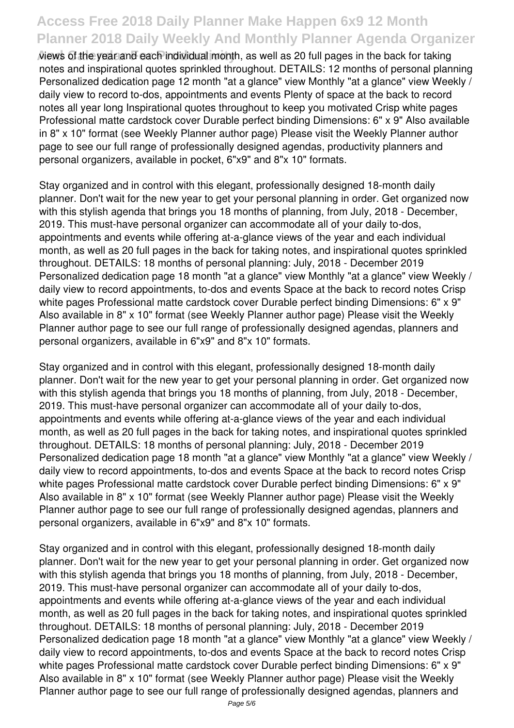views of the year and each individual month, as well as 20 full pages in the back for taking notes and inspirational quotes sprinkled throughout. DETAILS: 12 months of personal planning Personalized dedication page 12 month "at a glance" view Monthly "at a glance" view Weekly / daily view to record to-dos, appointments and events Plenty of space at the back to record notes all year long Inspirational quotes throughout to keep you motivated Crisp white pages Professional matte cardstock cover Durable perfect binding Dimensions: 6" x 9" Also available in 8" x 10" format (see Weekly Planner author page) Please visit the Weekly Planner author page to see our full range of professionally designed agendas, productivity planners and personal organizers, available in pocket, 6"x9" and 8"x 10" formats.

Stay organized and in control with this elegant, professionally designed 18-month daily planner. Don't wait for the new year to get your personal planning in order. Get organized now with this stylish agenda that brings you 18 months of planning, from July, 2018 - December, 2019. This must-have personal organizer can accommodate all of your daily to-dos, appointments and events while offering at-a-glance views of the year and each individual month, as well as 20 full pages in the back for taking notes, and inspirational quotes sprinkled throughout. DETAILS: 18 months of personal planning: July, 2018 - December 2019 Personalized dedication page 18 month "at a glance" view Monthly "at a glance" view Weekly / daily view to record appointments, to-dos and events Space at the back to record notes Crisp white pages Professional matte cardstock cover Durable perfect binding Dimensions: 6" x 9" Also available in 8" x 10" format (see Weekly Planner author page) Please visit the Weekly Planner author page to see our full range of professionally designed agendas, planners and personal organizers, available in 6"x9" and 8"x 10" formats.

Stay organized and in control with this elegant, professionally designed 18-month daily planner. Don't wait for the new year to get your personal planning in order. Get organized now with this stylish agenda that brings you 18 months of planning, from July, 2018 - December, 2019. This must-have personal organizer can accommodate all of your daily to-dos, appointments and events while offering at-a-glance views of the year and each individual month, as well as 20 full pages in the back for taking notes, and inspirational quotes sprinkled throughout. DETAILS: 18 months of personal planning: July, 2018 - December 2019 Personalized dedication page 18 month "at a glance" view Monthly "at a glance" view Weekly / daily view to record appointments, to-dos and events Space at the back to record notes Crisp white pages Professional matte cardstock cover Durable perfect binding Dimensions: 6" x 9" Also available in 8" x 10" format (see Weekly Planner author page) Please visit the Weekly Planner author page to see our full range of professionally designed agendas, planners and personal organizers, available in 6"x9" and 8"x 10" formats.

Stay organized and in control with this elegant, professionally designed 18-month daily planner. Don't wait for the new year to get your personal planning in order. Get organized now with this stylish agenda that brings you 18 months of planning, from July, 2018 - December, 2019. This must-have personal organizer can accommodate all of your daily to-dos, appointments and events while offering at-a-glance views of the year and each individual month, as well as 20 full pages in the back for taking notes, and inspirational quotes sprinkled throughout. DETAILS: 18 months of personal planning: July, 2018 - December 2019 Personalized dedication page 18 month "at a glance" view Monthly "at a glance" view Weekly / daily view to record appointments, to-dos and events Space at the back to record notes Crisp white pages Professional matte cardstock cover Durable perfect binding Dimensions: 6" x 9" Also available in 8" x 10" format (see Weekly Planner author page) Please visit the Weekly Planner author page to see our full range of professionally designed agendas, planners and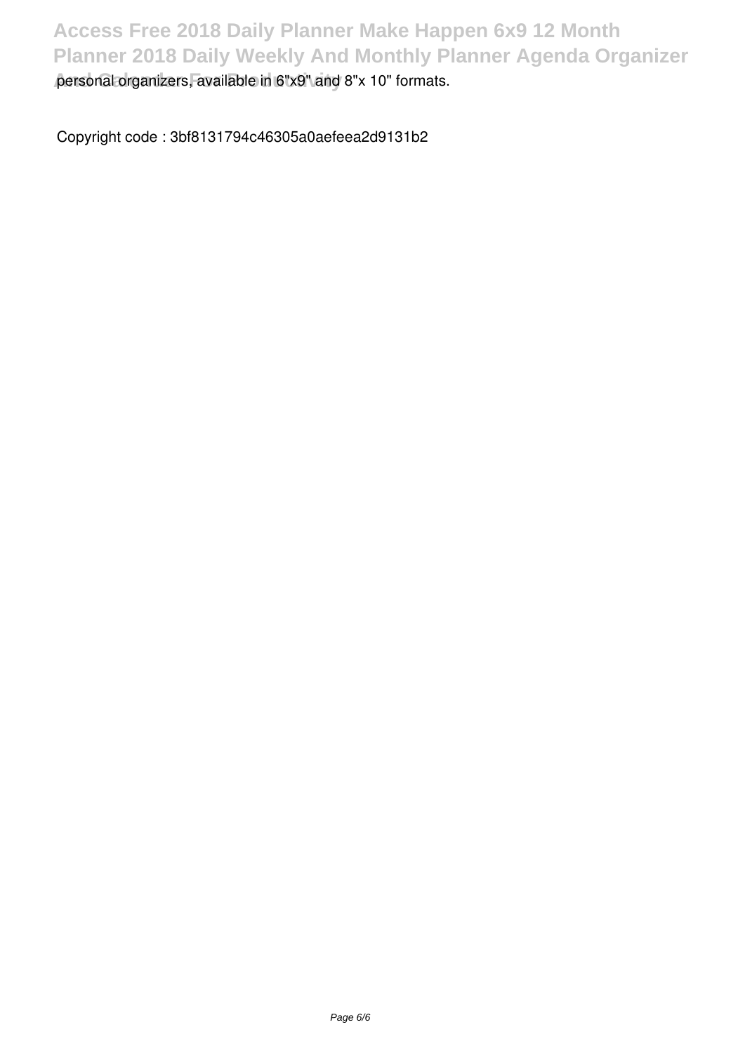personal organizers, available in 6"x9" and 8"x 10" formats.

Copyright code : 3bf8131794c46305a0aefeea2d9131b2